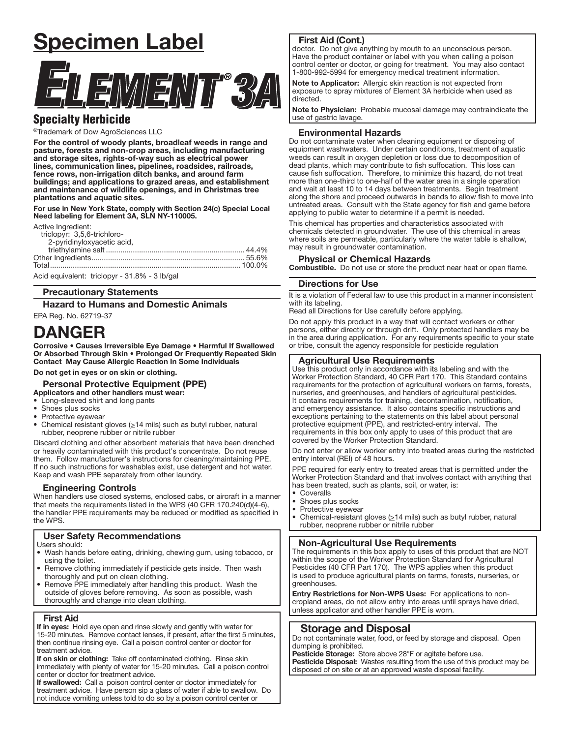# Specimen Label

# Element® 3A

## Specialty Herbicide

®Trademark of Dow AgroSciences LLC

**For the control of woody plants, broadleaf weeds in range and pasture, forests and non-crop areas, including manufacturing and storage sites, rights-of-way such as electrical power lines, communication lines, pipelines, roadsides, railroads, fence rows, non-irrigation ditch banks, and around farm buildings; and applications to grazed areas, and establishment and maintenance of wildlife openings, and in Christmas tree plantations and aquatic sites.**

**For use in New York State, comply with Section 24(c) Special Local Need labeling for Element 3A, SLN NY-110005.**

Active Ingredient:
triclopyr: 3,5,6-trichloro-2-pyridinyloxyacetic acid, triethylamine salt .................................................. 44.4%
Other Ingredients.................................................................. 55.6%
Total........................................................................................ 100.0%

Acid equivalent: triclopyr - 31.8% - 3 lb/gal

## Precautionary Statements

### Hazard to Humans and Domestic Animals

EPA Reg. No. 62719-37

# DANGER

**Corrosive • Causes Irreversible Eye Damage • Harmful If Swallowed Or Absorbed Through Skin • Prolonged Or Frequently Repeated Skin Contact May Cause Allergic Reaction In Some Individuals**

**Do not get in eyes or on skin or clothing.**

### Personal Protective Equipment (PPE)

**Applicators and other handlers must wear:**

- Long-sleeved shirt and long pants
- Shoes plus socks
- Protective eyewear
- Chemical resistant gloves (≥14 mils) such as butyl rubber, natural rubber, neoprene rubber or nitrile rubber

Discard clothing and other absorbent materials that have been drenched or heavily contaminated with this product's concentrate. Do not reuse them. Follow manufacturer's instructions for cleaning/maintaining PPE. If no such instructions for washables exist, use detergent and hot water. Keep and wash PPE separately from other laundry.

### Engineering Controls

When handlers use closed systems, enclosed cabs, or aircraft in a manner that meets the requirements listed in the WPS (40 CFR 170.240(d)(4-6), the handler PPE requirements may be reduced or modified as specified in the WPS.

### User Safety Recommendations

Users should:

- Wash hands before eating, drinking, chewing gum, using tobacco, or using the toilet.
- Remove clothing immediately if pesticide gets inside. Then wash thoroughly and put on clean clothing.
- Remove PPE immediately after handling this product. Wash the outside of gloves before removing. As soon as possible, wash thoroughly and change into clean clothing.

### First Aid

**If in eyes:** Hold eye open and rinse slowly and gently with water for 15-20 minutes. Remove contact lenses, if present, after the first 5 minutes, then continue rinsing eye. Call a poison control center or doctor for treatment advice.

**If on skin or clothing:** Take off contaminated clothing. Rinse skin immediately with plenty of water for 15-20 minutes. Call a poison control center or doctor for treatment advice.

**If swallowed:** Call a poison control center or doctor immediately for treatment advice. Have person sip a glass of water if able to swallow. Do not induce vomiting unless told to do so by a poison control center or doctor. Do not give anything by mouth to an unconscious person. Have the product container or label with you when calling a poison control center or doctor, or going for treatment. You may also contact 1-800-992-5994 for emergency medical treatment information.

**Note to Applicator:** Allergic skin reaction is not expected from exposure to spray mixtures of Element 3A herbicide when used as directed.

**Note to Physician:** Probable mucosal damage may contraindicate the use of gastric lavage.

### Environmental Hazards

Do not contaminate water when cleaning equipment or disposing of equipment washwaters. Under certain conditions, treatment of aquatic weeds can result in oxygen depletion or loss due to decomposition of dead plants, which may contribute to fish suffocation. This loss can cause fish suffocation. Therefore, to minimize this hazard, do not treat more than one-third to one-half of the water area in a single operation and wait at least 10 to 14 days between treatments. Begin treatment along the shore and proceed outwards in bands to allow fish to move into untreated areas. Consult with the State agency for fish and game before applying to public water to determine if a permit is needed.

This chemical has properties and characteristics associated with chemicals detected in groundwater. The use of this chemical in areas where soils are permeable, particularly where the water table is shallow, may result in groundwater contamination.

### Physical or Chemical Hazards

**Combustible.** Do not use or store the product near heat or open flame.

## Directions for Use

It is a violation of Federal law to use this product in a manner inconsistent with its labeling.
Read all Directions for Use carefully before applying.

Do not apply this product in a way that will contact workers or other persons, either directly or through drift. Only protected handlers may be in the area during application. For any requirements specific to your state or tribe, consult the agency responsible for pesticide regulation

### Agricultural Use Requirements

Use this product only in accordance with its labeling and with the Worker Protection Standard, 40 CFR Part 170. This Standard contains requirements for the protection of agricultural workers on farms, forests, nurseries, and greenhouses, and handlers of agricultural pesticides. It contains requirements for training, decontamination, notification, and emergency assistance. It also contains specific instructions and exceptions pertaining to the statements on this label about personal protective equipment (PPE), and restricted-entry interval. The requirements in this box only apply to uses of this product that are covered by the Worker Protection Standard.

Do not enter or allow worker entry into treated areas during the restricted entry interval (REI) of 48 hours.

PPE required for early entry to treated areas that is permitted under the Worker Protection Standard and that involves contact with anything that has been treated, such as plants, soil, or water, is:

- Coveralls
- Shoes plus socks
- Protective eyewear
- Chemical-resistant gloves (≥14 mils) such as butyl rubber, natural rubber, neoprene rubber or nitrile rubber

### Non-Agricultural Use Requirements

The requirements in this box apply to uses of this product that are NOT within the scope of the Worker Protection Standard for Agricultural Pesticides (40 CFR Part 170). The WPS applies when this product is used to produce agricultural plants on farms, forests, nurseries, or greenhouses.

**Entry Restrictions for Non-WPS Uses:** For applications to non-cropland areas, do not allow entry into areas until sprays have dried, unless applicator and other handler PPE is worn.

## Storage and Disposal

Do not contaminate water, food, or feed by storage and disposal. Open dumping is prohibited.

**Pesticide Storage:** Store above 28°F or agitate before use.

**Pesticide Disposal:** Wastes resulting from the use of this product may be disposed of on site or at an approved waste disposal facility.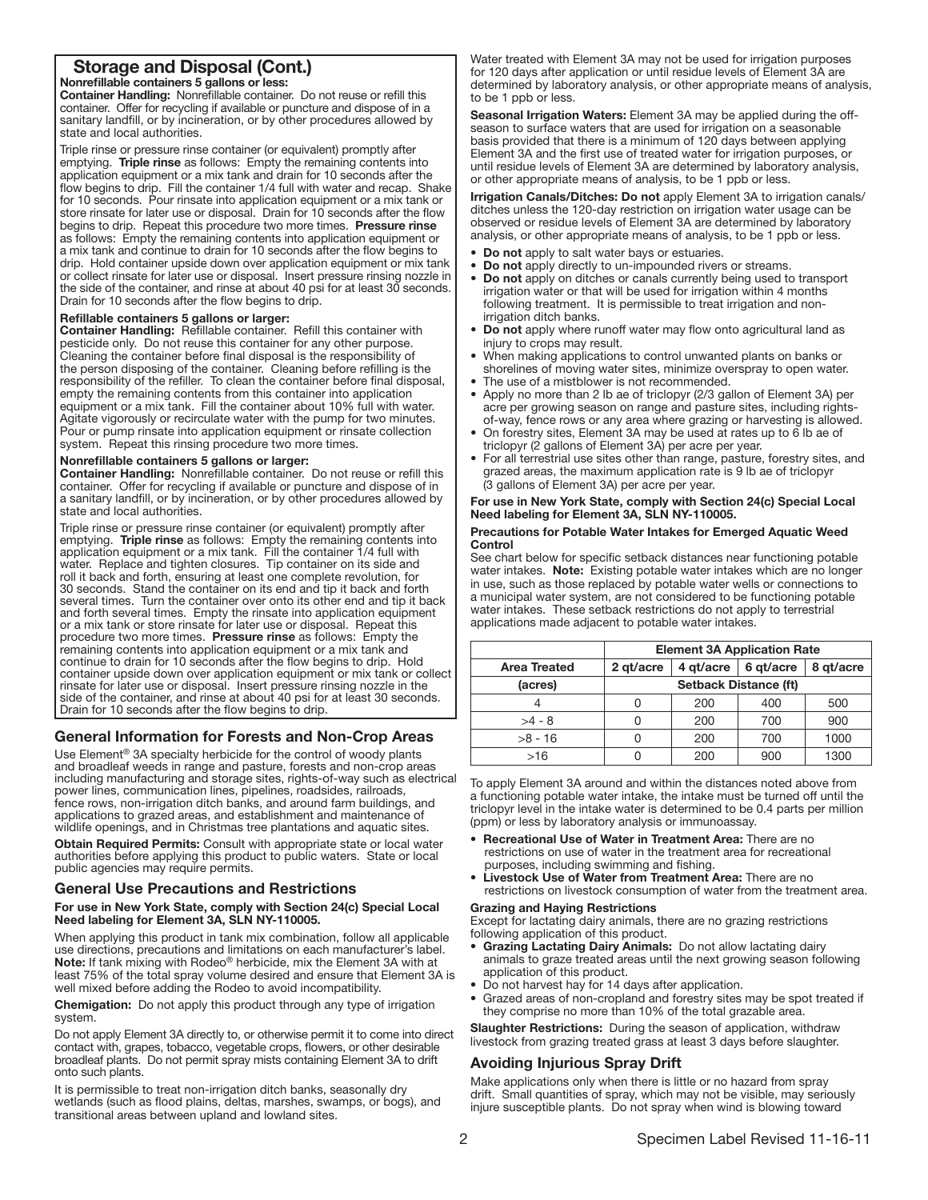## Storage and Disposal (Cont.)

**Nonrefillable containers 5 gallons or less:**

**Container Handling:** Nonrefillable container. Do not reuse or refill this container. Offer for recycling if available or puncture and dispose of in a sanitary landfill, or by incineration, or by other procedures allowed by state and local authorities.

Triple rinse or pressure rinse container (or equivalent) promptly after emptying. **Triple rinse** as follows: Empty the remaining contents into application equipment or a mix tank and drain for 10 seconds after the flow begins to drip. Fill the container 1/4 full with water and recap. Shake for 10 seconds. Pour rinsate into application equipment or a mix tank or store rinsate for later use or disposal. Drain for 10 seconds after the flow begins to drip. Repeat this procedure two more times. **Pressure rinse** as follows: Empty the remaining contents into application equipment or a mix tank and continue to drain for 10 seconds after the flow begins to drip. Hold container upside down over application equipment or mix tank or collect rinsate for later use or disposal. Insert pressure rinsing nozzle in the side of the container, and rinse at about 40 psi for at least 30 seconds. Drain for 10 seconds after the flow begins to drip.

**Refillable containers 5 gallons or larger:**

**Container Handling:** Refillable container. Refill this container with pesticide only. Do not reuse this container for any other purpose. Cleaning the container before final disposal is the responsibility of the person disposing of the container. Cleaning before refilling is the responsibility of the refiller. To clean the container before final disposal, empty the remaining contents from this container into application equipment or a mix tank. Fill the container about 10% full with water. Agitate vigorously or recirculate water with the pump for two minutes. Pour or pump rinsate into application equipment or rinsate collection system. Repeat this rinsing procedure two more times.

**Nonrefillable containers 5 gallons or larger:**

**Container Handling:** Nonrefillable container. Do not reuse or refill this container. Offer for recycling if available or puncture and dispose of in a sanitary landfill, or by incineration, or by other procedures allowed by state and local authorities.

Triple rinse or pressure rinse container (or equivalent) promptly after emptying. **Triple rinse** as follows: Empty the remaining contents into application equipment or a mix tank. Fill the container 1/4 full with water. Replace and tighten closures. Tip container on its side and roll it back and forth, ensuring at least one complete revolution, for 30 seconds. Stand the container on its end and tip it back and forth several times. Turn the container over onto its other end and tip it back and forth several times. Empty the rinsate into application equipment or a mix tank or store rinsate for later use or disposal. Repeat this procedure two more times. **Pressure rinse** as follows: Empty the remaining contents into application equipment or a mix tank and continue to drain for 10 seconds after the flow begins to drip. Hold container upside down over application equipment or mix tank or collect rinsate for later use or disposal. Insert pressure rinsing nozzle in the side of the container, and rinse at about 40 psi for at least 30 seconds. Drain for 10 seconds after the flow begins to drip.

## General Information for Forests and Non-Crop Areas

Use Element® 3A specialty herbicide for the control of woody plants and broadleaf weeds in range and pasture, forests and non-crop areas including manufacturing and storage sites, rights-of-way such as electrical power lines, communication lines, pipelines, roadsides, railroads, fence rows, non-irrigation ditch banks, and around farm buildings, and applications to grazed areas, and establishment and maintenance of wildlife openings, and in Christmas tree plantations and aquatic sites.

**Obtain Required Permits:** Consult with appropriate state or local water authorities before applying this product to public waters. State or local public agencies may require permits.

## General Use Precautions and Restrictions

**For use in New York State, comply with Section 24(c) Special Local Need labeling for Element 3A, SLN NY-110005.**

When applying this product in tank mix combination, follow all applicable use directions, precautions and limitations on each manufacturer's label. **Note:** If tank mixing with Rodeo® herbicide, mix the Element 3A with at least 75% of the total spray volume desired and ensure that Element 3A is well mixed before adding the Rodeo to avoid incompatibility.

**Chemigation:** Do not apply this product through any type of irrigation system.

Do not apply Element 3A directly to, or otherwise permit it to come into direct contact with, grapes, tobacco, vegetable crops, flowers, or other desirable broadleaf plants. Do not permit spray mists containing Element 3A to drift onto such plants.

It is permissible to treat non-irrigation ditch banks, seasonally dry wetlands (such as flood plains, deltas, marshes, swamps, or bogs), and transitional areas between upland and lowland sites.

Water treated with Element 3A may not be used for irrigation purposes for 120 days after application or until residue levels of Element 3A are determined by laboratory analysis, or other appropriate means of analysis, to be 1 ppb or less.

**Seasonal Irrigation Waters:** Element 3A may be applied during the off-season to surface waters that are used for irrigation on a seasonable basis provided that there is a minimum of 120 days between applying Element 3A and the first use of treated water for irrigation purposes, or until residue levels of Element 3A are determined by laboratory analysis, or other appropriate means of analysis, to be 1 ppb or less.

**Irrigation Canals/Ditches: Do not** apply Element 3A to irrigation canals/ditches unless the 120-day restriction on irrigation water usage can be observed or residue levels of Element 3A are determined by laboratory analysis, or other appropriate means of analysis, to be 1 ppb or less.

- **Do not** apply to salt water bays or estuaries.
- **Do not** apply directly to un-impounded rivers or streams.
- **Do not** apply on ditches or canals currently being used to transport irrigation water or that will be used for irrigation within 4 months following treatment. It is permissible to treat irrigation and non-irrigation ditch banks.
- **Do not** apply where runoff water may flow onto agricultural land as injury to crops may result.
- When making applications to control unwanted plants on banks or shorelines of moving water sites, minimize overspray to open water.
- The use of a mistblower is not recommended.
- Apply no more than 2 lb ae of triclopyr (2/3 gallon of Element 3A) per acre per growing season on range and pasture sites, including rights-of-way, fence rows or any area where grazing or harvesting is allowed.
- On forestry sites, Element 3A may be used at rates up to 6 lb ae of triclopyr (2 gallons of Element 3A) per acre per year.
- For all terrestrial use sites other than range, pasture, forestry sites, and grazed areas, the maximum application rate is 9 lb ae of triclopyr (3 gallons of Element 3A) per acre per year.

**For use in New York State, comply with Section 24(c) Special Local Need labeling for Element 3A, SLN NY-110005.**

**Precautions for Potable Water Intakes for Emerged Aquatic Weed Control**

See chart below for specific setback distances near functioning potable water intakes. **Note:** Existing potable water intakes which are no longer in use, such as those replaced by potable water wells or connections to a municipal water system, are not considered to be functioning potable water intakes. These setback restrictions do not apply to terrestrial applications made adjacent to potable water intakes.

| | Element 3A Application Rate | | | |
|---|---|---|---|---|
| **Area Treated** | **2 qt/acre** | **4 qt/acre** | **6 qt/acre** | **8 qt/acre** |
| **(acres)** | **Setback Distance (ft)** | | | |
| 4 | 0 | 200 | 400 | 500 |
| >4 - 8 | 0 | 200 | 700 | 900 |
| >8 - 16 | 0 | 200 | 700 | 1000 |
| >16 | 0 | 200 | 900 | 1300 |

To apply Element 3A around and within the distances noted above from a functioning potable water intake, the intake must be turned off until the triclopyr level in the intake water is determined to be 0.4 parts per million (ppm) or less by laboratory analysis or immunoassay.

- **Recreational Use of Water in Treatment Area:** There are no restrictions on use of water in the treatment area for recreational purposes, including swimming and fishing.
- **Livestock Use of Water from Treatment Area:** There are no restrictions on livestock consumption of water from the treatment area.

**Grazing and Haying Restrictions**

Except for lactating dairy animals, there are no grazing restrictions following application of this product.

- **Grazing Lactating Dairy Animals:** Do not allow lactating dairy animals to graze treated areas until the next growing season following application of this product.
- Do not harvest hay for 14 days after application.
- Grazed areas of non-cropland and forestry sites may be spot treated if they comprise no more than 10% of the total grazable area.

**Slaughter Restrictions:** During the season of application, withdraw livestock from grazing treated grass at least 3 days before slaughter.

## Avoiding Injurious Spray Drift

Make applications only when there is little or no hazard from spray drift. Small quantities of spray, which may not be visible, may seriously injure susceptible plants. Do not spray when wind is blowing toward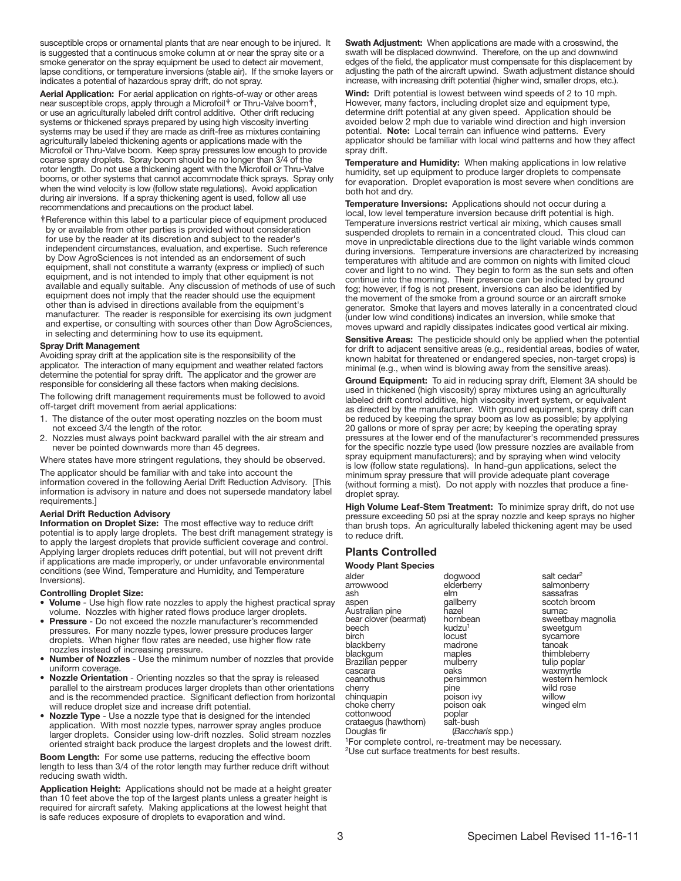susceptible crops or ornamental plants that are near enough to be injured. It is suggested that a continuous smoke column at or near the spray site or a smoke generator on the spray equipment be used to detect air movement, lapse conditions, or temperature inversions (stable air). If the smoke layers or indicates a potential of hazardous spray drift, do not spray.

**Aerial Application:** For aerial application on rights-of-way or other areas near susceptible crops, apply through a Microfoil† or Thru-Valve boom†, or use an agriculturally labeled drift control additive. Other drift reducing systems or thickened sprays prepared by using high viscosity inverting systems may be used if they are made as drift-free as mixtures containing agriculturally labeled thickening agents or applications made with the Microfoil or Thru-Valve boom. Keep spray pressures low enough to provide coarse spray droplets. Spray boom should be no longer than 3/4 of the rotor length. Do not use a thickening agent with the Microfoil or Thru-Valve booms, or other systems that cannot accommodate thick sprays. Spray only when the wind velocity is low (follow state regulations). Avoid application during air inversions. If a spray thickening agent is used, follow all use recommendations and precautions on the product label.

†Reference within this label to a particular piece of equipment produced by or available from other parties is provided without consideration for use by the reader at its discretion and subject to the reader's independent circumstances, evaluation, and expertise. Such reference by Dow AgroSciences is not intended as an endorsement of such equipment, shall not constitute a warranty (express or implied) of such equipment, and is not intended to imply that other equipment is not available and equally suitable. Any discussion of methods of use of such equipment does not imply that the reader should use the equipment other than is advised in directions available from the equipment's manufacturer. The reader is responsible for exercising its own judgment and expertise, or consulting with sources other than Dow AgroSciences, in selecting and determining how to use its equipment.

### Spray Drift Management

Avoiding spray drift at the application site is the responsibility of the applicator. The interaction of many equipment and weather related factors determine the potential for spray drift. The applicator and the grower are responsible for considering all these factors when making decisions.

The following drift management requirements must be followed to avoid off-target drift movement from aerial applications:

1. The distance of the outer most operating nozzles on the boom must not exceed 3/4 the length of the rotor.
2. Nozzles must always point backward parallel with the air stream and never be pointed downwards more than 45 degrees.

Where states have more stringent regulations, they should be observed.

The applicator should be familiar with and take into account the information covered in the following Aerial Drift Reduction Advisory. [This information is advisory in nature and does not supersede mandatory label requirements.]

### Aerial Drift Reduction Advisory

**Information on Droplet Size:** The most effective way to reduce drift potential is to apply large droplets. The best drift management strategy is to apply the largest droplets that provide sufficient coverage and control. Applying larger droplets reduces drift potential, but will not prevent drift if applications are made improperly, or under unfavorable environmental conditions (see Wind, Temperature and Humidity, and Temperature Inversions).

**Controlling Droplet Size:**

- **Volume** - Use high flow rate nozzles to apply the highest practical spray volume. Nozzles with higher rated flows produce larger droplets.
- **Pressure** - Do not exceed the nozzle manufacturer's recommended pressures. For many nozzle types, lower pressure produces larger droplets. When higher flow rates are needed, use higher flow rate nozzles instead of increasing pressure.
- **Number of Nozzles** - Use the minimum number of nozzles that provide uniform coverage.
- **Nozzle Orientation** - Orienting nozzles so that the spray is released parallel to the airstream produces larger droplets than other orientations and is the recommended practice. Significant deflection from horizontal will reduce droplet size and increase drift potential.
- **Nozzle Type** - Use a nozzle type that is designed for the intended application. With most nozzle types, narrower spray angles produce larger droplets. Consider using low-drift nozzles. Solid stream nozzles oriented straight back produce the largest droplets and the lowest drift.

**Boom Length:** For some use patterns, reducing the effective boom length to less than 3/4 of the rotor length may further reduce drift without reducing swath width.

**Application Height:** Applications should not be made at a height greater than 10 feet above the top of the largest plants unless a greater height is required for aircraft safety. Making applications at the lowest height that is safe reduces exposure of droplets to evaporation and wind.

**Swath Adjustment:** When applications are made with a crosswind, the swath will be displaced downwind. Therefore, on the up and downwind edges of the field, the applicator must compensate for this displacement by adjusting the path of the aircraft upwind. Swath adjustment distance should increase, with increasing drift potential (higher wind, smaller drops, etc.).

**Wind:** Drift potential is lowest between wind speeds of 2 to 10 mph. However, many factors, including droplet size and equipment type, determine drift potential at any given speed. Application should be avoided below 2 mph due to variable wind direction and high inversion potential. **Note:** Local terrain can influence wind patterns. Every applicator should be familiar with local wind patterns and how they affect spray drift.

**Temperature and Humidity:** When making applications in low relative humidity, set up equipment to produce larger droplets to compensate for evaporation. Droplet evaporation is most severe when conditions are both hot and dry.

**Temperature Inversions:** Applications should not occur during a local, low level temperature inversion because drift potential is high. Temperature inversions restrict vertical air mixing, which causes small suspended droplets to remain in a concentrated cloud. This cloud can move in unpredictable directions due to the light variable winds common during inversions. Temperature inversions are characterized by increasing temperatures with altitude and are common on nights with limited cloud cover and light to no wind. They begin to form as the sun sets and often continue into the morning. Their presence can be indicated by ground fog; however, if fog is not present, inversions can also be identified by the movement of the smoke from a ground source or an aircraft smoke generator. Smoke that layers and moves laterally in a concentrated cloud (under low wind conditions) indicates an inversion, while smoke that moves upward and rapidly dissipates indicates good vertical air mixing.

**Sensitive Areas:** The pesticide should only be applied when the potential for drift to adjacent sensitive areas (e.g., residential areas, bodies of water, known habitat for threatened or endangered species, non-target crops) is minimal (e.g., when wind is blowing away from the sensitive areas).

**Ground Equipment:** To aid in reducing spray drift, Element 3A should be used in thickened (high viscosity) spray mixtures using an agriculturally labeled drift control additive, high viscosity invert system, or equivalent as directed by the manufacturer. With ground equipment, spray drift can be reduced by keeping the spray boom as low as possible; by applying 20 gallons or more of spray per acre; by keeping the operating spray pressures at the lower end of the manufacturer's recommended pressures for the specific nozzle type used (low pressure nozzles are available from spray equipment manufacturers); and by spraying when wind velocity is low (follow state regulations). In hand-gun applications, select the minimum spray pressure that will provide adequate plant coverage (without forming a mist). Do not apply with nozzles that produce a fine-droplet spray.

**High Volume Leaf-Stem Treatment:** To minimize spray drift, do not use pressure exceeding 50 psi at the spray nozzle and keep sprays no higher than brush tops. An agriculturally labeled thickening agent may be used to reduce drift.

## Plants Controlled

### Woody Plant Species

| | | |
|---|---|---|
| alder | dogwood | salt cedar[2] |
| arrowwood | elderberry | salmonberry |
| ash | elm | sassafras |
| aspen | gallberry | scotch broom |
| Australian pine | hazel | sumac |
| bear clover (bearmat) | hornbean | sweetbay magnolia |
| beech | kudzu[1] | sweetgum |
| birch | locust | sycamore |
| blackberry | madrone | tanoak |
| blackgum | maples | thimbleberry |
| Brazilian pepper | mulberry | tulip poplar |
| cascara | oaks | waxmyrtle |
| ceanothus | persimmon | western hemlock |
| cherry | pine | wild rose |
| chinquapin | poison ivy | willow |
| choke cherry | poison oak | winged elm |
| cottonwood | poplar | |
| crataegus (hawthorn) | salt-bush | |
| Douglas fir | (*Baccharis* spp.) | |

[1]For complete control, re-treatment may be necessary.
[2]Use cut surface treatments for best results.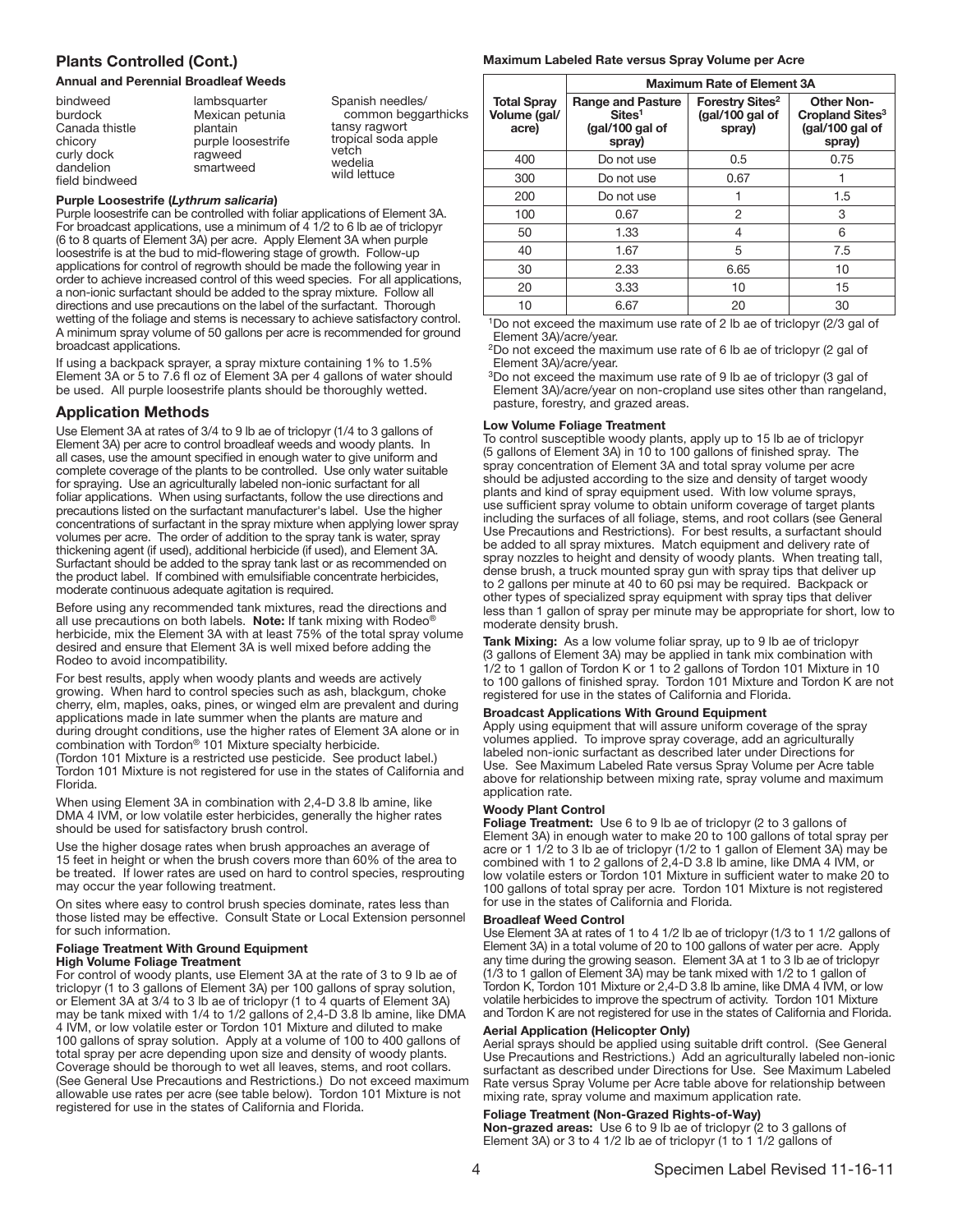## Plants Controlled (Cont.)

### Annual and Perennial Broadleaf Weeds

bindweed
burdock
Canada thistle
chicory
curly dock
dandelion
field bindweed
lambsquarter
Mexican petunia
plantain
purple loosestrife
ragweed
smartweed
Spanish needles/ common beggarticks
tansy ragwort
tropical soda apple
vetch
wedelia
wild lettuce

**Purple Loosestrife (*Lythrum salicaria*)**

Purple loosestrife can be controlled with foliar applications of Element 3A. For broadcast applications, use a minimum of 4 1/2 to 6 lb ae of triclopyr (6 to 8 quarts of Element 3A) per acre. Apply Element 3A when purple loosestrife is at the bud to mid-flowering stage of growth. Follow-up applications for control of regrowth should be made the following year in order to achieve increased control of this weed species. For all applications, a non-ionic surfactant should be added to the spray mixture. Follow all directions and use precautions on the label of the surfactant. Thorough wetting of the foliage and stems is necessary to achieve satisfactory control. A minimum spray volume of 50 gallons per acre is recommended for ground broadcast applications.

If using a backpack sprayer, a spray mixture containing 1% to 1.5% Element 3A or 5 to 7.6 fl oz of Element 3A per 4 gallons of water should be used. All purple loosestrife plants should be thoroughly wetted.

## Application Methods

Use Element 3A at rates of 3/4 to 9 lb ae of triclopyr (1/4 to 3 gallons of Element 3A) per acre to control broadleaf weeds and woody plants. In all cases, use the amount specified in enough water to give uniform and complete coverage of the plants to be controlled. Use only water suitable for spraying. Use an agriculturally labeled non-ionic surfactant for all foliar applications. When using surfactants, follow the use directions and precautions listed on the surfactant manufacturer's label. Use the higher concentrations of surfactant in the spray mixture when applying lower spray volumes per acre. The order of addition to the spray tank is water, spray thickening agent (if used), additional herbicide (if used), and Element 3A. Surfactant should be added to the spray tank last or as recommended on the product label. If combined with emulsifiable concentrate herbicides, moderate continuous adequate agitation is required.

Before using any recommended tank mixtures, read the directions and all use precautions on both labels. **Note:** If tank mixing with Rodeo® herbicide, mix the Element 3A with at least 75% of the total spray volume desired and ensure that Element 3A is well mixed before adding the Rodeo to avoid incompatibility.

For best results, apply when woody plants and weeds are actively growing. When hard to control species such as ash, blackgum, choke cherry, elm, maples, oaks, pines, or winged elm are prevalent and during applications made in late summer when the plants are mature and during drought conditions, use the higher rates of Element 3A alone or in combination with Tordon® 101 Mixture specialty herbicide.
(Tordon 101 Mixture is a restricted use pesticide. See product label.) Tordon 101 Mixture is not registered for use in the states of California and Florida.

When using Element 3A in combination with 2,4-D 3.8 lb amine, like DMA 4 IVM, or low volatile ester herbicides, generally the higher rates should be used for satisfactory brush control.

Use the higher dosage rates when brush approaches an average of 15 feet in height or when the brush covers more than 60% of the area to be treated. If lower rates are used on hard to control species, resprouting may occur the year following treatment.

On sites where easy to control brush species dominate, rates less than those listed may be effective. Consult State or Local Extension personnel for such information.

### Foliage Treatment With Ground Equipment

**High Volume Foliage Treatment**

For control of woody plants, use Element 3A at the rate of 3 to 9 lb ae of triclopyr (1 to 3 gallons of Element 3A) per 100 gallons of spray solution, or Element 3A at 3/4 to 3 lb ae of triclopyr (1 to 4 quarts of Element 3A) may be tank mixed with 1/4 to 1/2 gallons of 2,4-D 3.8 lb amine, like DMA 4 IVM, or low volatile ester or Tordon 101 Mixture and diluted to make 100 gallons of spray solution. Apply at a volume of 100 to 400 gallons of total spray per acre depending upon size and density of woody plants. Coverage should be thorough to wet all leaves, stems, and root collars. (See General Use Precautions and Restrictions.) Do not exceed maximum allowable use rates per acre (see table below). Tordon 101 Mixture is not registered for use in the states of California and Florida.

**Maximum Labeled Rate versus Spray Volume per Acre**

| Total Spray Volume (gal/acre) | Maximum Rate of Element 3A | | |
|---|---|---|---|
| | Range and Pasture Sites[1] (gal/100 gal of spray) | Forestry Sites[2] (gal/100 gal of spray) | Other Non-Cropland Sites[3] (gal/100 gal of spray) |
| 400 | Do not use | 0.5 | 0.75 |
| 300 | Do not use | 0.67 | 1 |
| 200 | Do not use | 1 | 1.5 |
| 100 | 0.67 | 2 | 3 |
| 50 | 1.33 | 4 | 6 |
| 40 | 1.67 | 5 | 7.5 |
| 30 | 2.33 | 6.65 | 10 |
| 20 | 3.33 | 10 | 15 |
| 10 | 6.67 | 20 | 30 |

[1]Do not exceed the maximum use rate of 2 lb ae of triclopyr (2/3 gal of Element 3A)/acre/year.
[2]Do not exceed the maximum use rate of 6 lb ae of triclopyr (2 gal of Element 3A)/acre/year.
[3]Do not exceed the maximum use rate of 9 lb ae of triclopyr (3 gal of Element 3A)/acre/year on non-cropland use sites other than rangeland, pasture, forestry, and grazed areas.

**Low Volume Foliage Treatment**

To control susceptible woody plants, apply up to 15 lb ae of triclopyr (5 gallons of Element 3A) in 10 to 100 gallons of finished spray. The spray concentration of Element 3A and total spray volume per acre should be adjusted according to the size and density of target woody plants and kind of spray equipment used. With low volume sprays, use sufficient spray volume to obtain uniform coverage of target plants including the surfaces of all foliage, stems, and root collars (see General Use Precautions and Restrictions). For best results, a surfactant should be added to all spray mixtures. Match equipment and delivery rate of spray nozzles to height and density of woody plants. When treating tall, dense brush, a truck mounted spray gun with spray tips that deliver up to 2 gallons per minute at 40 to 60 psi may be required. Backpack or other types of specialized spray equipment with spray tips that deliver less than 1 gallon of spray per minute may be appropriate for short, low to moderate density brush.

**Tank Mixing:** As a low volume foliar spray, up to 9 lb ae of triclopyr (3 gallons of Element 3A) may be applied in tank mix combination with 1/2 to 1 gallon of Tordon K or 1 to 2 gallons of Tordon 101 Mixture in 10 to 100 gallons of finished spray. Tordon 101 Mixture and Tordon K are not registered for use in the states of California and Florida.

**Broadcast Applications With Ground Equipment**

Apply using equipment that will assure uniform coverage of the spray volumes applied. To improve spray coverage, add an agriculturally labeled non-ionic surfactant as described later under Directions for Use. See Maximum Labeled Rate versus Spray Volume per Acre table above for relationship between mixing rate, spray volume and maximum application rate.

**Woody Plant Control**

**Foliage Treatment:** Use 6 to 9 lb ae of triclopyr (2 to 3 gallons of Element 3A) in enough water to make 20 to 100 gallons of total spray per acre or 1 1/2 to 3 lb ae of triclopyr (1/2 to 1 gallon of Element 3A) may be combined with 1 to 2 gallons of 2,4-D 3.8 lb amine, like DMA 4 IVM, or low volatile esters or Tordon 101 Mixture in sufficient water to make 20 to 100 gallons of total spray per acre. Tordon 101 Mixture is not registered for use in the states of California and Florida.

**Broadleaf Weed Control**

Use Element 3A at rates of 1 to 4 1/2 lb ae of triclopyr (1/3 to 1 1/2 gallons of Element 3A) in a total volume of 20 to 100 gallons of water per acre. Apply any time during the growing season. Element 3A at 1 to 3 lb ae of triclopyr (1/3 to 1 gallon of Element 3A) may be tank mixed with 1/2 to 1 gallon of Tordon K, Tordon 101 Mixture or 2,4-D 3.8 lb amine, like DMA 4 IVM, or low volatile herbicides to improve the spectrum of activity. Tordon 101 Mixture and Tordon K are not registered for use in the states of California and Florida.

**Aerial Application (Helicopter Only)**

Aerial sprays should be applied using suitable drift control. (See General Use Precautions and Restrictions.) Add an agriculturally labeled non-ionic surfactant as described under Directions for Use. See Maximum Labeled Rate versus Spray Volume per Acre table above for relationship between mixing rate, spray volume and maximum application rate.

**Foliage Treatment (Non-Grazed Rights-of-Way)**

**Non-grazed areas:** Use 6 to 9 lb ae of triclopyr (2 to 3 gallons of Element 3A) or 3 to 4 1/2 lb ae of triclopyr (1 to 1 1/2 gallons of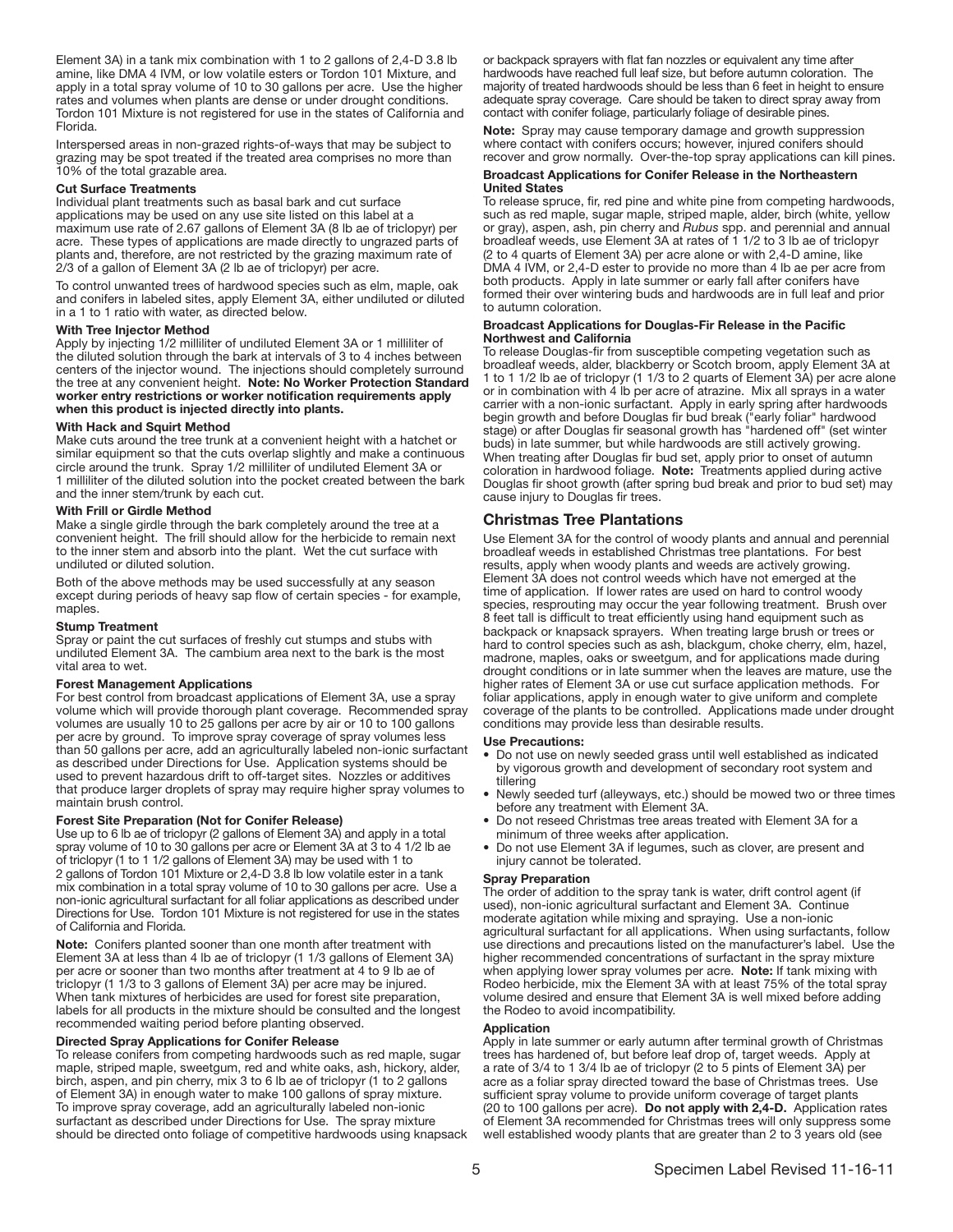Element 3A) in a tank mix combination with 1 to 2 gallons of 2,4-D 3.8 lb amine, like DMA 4 IVM, or low volatile esters or Tordon 101 Mixture, and apply in a total spray volume of 10 to 30 gallons per acre. Use the higher rates and volumes when plants are dense or under drought conditions. Tordon 101 Mixture is not registered for use in the states of California and Florida.

Interspersed areas in non-grazed rights-of-ways that may be subject to grazing may be spot treated if the treated area comprises no more than 10% of the total grazable area.

**Cut Surface Treatments**

Individual plant treatments such as basal bark and cut surface applications may be used on any use site listed on this label at a maximum use rate of 2.67 gallons of Element 3A (8 lb ae of triclopyr) per acre. These types of applications are made directly to ungrazed parts of plants and, therefore, are not restricted by the grazing maximum rate of 2/3 of a gallon of Element 3A (2 lb ae of triclopyr) per acre.

To control unwanted trees of hardwood species such as elm, maple, oak and conifers in labeled sites, apply Element 3A, either undiluted or diluted in a 1 to 1 ratio with water, as directed below.

**With Tree Injector Method**

Apply by injecting 1/2 milliliter of undiluted Element 3A or 1 milliliter of the diluted solution through the bark at intervals of 3 to 4 inches between centers of the injector wound. The injections should completely surround the tree at any convenient height. **Note: No Worker Protection Standard worker entry restrictions or worker notification requirements apply when this product is injected directly into plants.**

**With Hack and Squirt Method**

Make cuts around the tree trunk at a convenient height with a hatchet or similar equipment so that the cuts overlap slightly and make a continuous circle around the trunk. Spray 1/2 milliliter of undiluted Element 3A or 1 milliliter of the diluted solution into the pocket created between the bark and the inner stem/trunk by each cut.

**With Frill or Girdle Method**

Make a single girdle through the bark completely around the tree at a convenient height. The frill should allow for the herbicide to remain next to the inner stem and absorb into the plant. Wet the cut surface with undiluted or diluted solution.

Both of the above methods may be used successfully at any season except during periods of heavy sap flow of certain species - for example, maples.

**Stump Treatment**

Spray or paint the cut surfaces of freshly cut stumps and stubs with undiluted Element 3A. The cambium area next to the bark is the most vital area to wet.

**Forest Management Applications**

For best control from broadcast applications of Element 3A, use a spray volume which will provide thorough plant coverage. Recommended spray volumes are usually 10 to 25 gallons per acre by air or 10 to 100 gallons per acre by ground. To improve spray coverage of spray volumes less than 50 gallons per acre, add an agriculturally labeled non-ionic surfactant as described under Directions for Use. Application systems should be used to prevent hazardous drift to off-target sites. Nozzles or additives that produce larger droplets of spray may require higher spray volumes to maintain brush control.

**Forest Site Preparation (Not for Conifer Release)**

Use up to 6 lb ae of triclopyr (2 gallons of Element 3A) and apply in a total spray volume of 10 to 30 gallons per acre or Element 3A at 3 to 4 1/2 lb ae of triclopyr (1 to 1 1/2 gallons of Element 3A) may be used with 1 to 2 gallons of Tordon 101 Mixture or 2,4-D 3.8 lb low volatile ester in a tank mix combination in a total spray volume of 10 to 30 gallons per acre. Use a non-ionic agricultural surfactant for all foliar applications as described under Directions for Use. Tordon 101 Mixture is not registered for use in the states of California and Florida.

**Note:** Conifers planted sooner than one month after treatment with Element 3A at less than 4 lb ae of triclopyr (1 1/3 gallons of Element 3A) per acre or sooner than two months after treatment at 4 to 9 lb ae of triclopyr (1 1/3 to 3 gallons of Element 3A) per acre may be injured. When tank mixtures of herbicides are used for forest site preparation, labels for all products in the mixture should be consulted and the longest recommended waiting period before planting observed.

**Directed Spray Applications for Conifer Release**

To release conifers from competing hardwoods such as red maple, sugar maple, striped maple, sweetgum, red and white oaks, ash, hickory, alder, birch, aspen, and pin cherry, mix 3 to 6 lb ae of triclopyr (1 to 2 gallons of Element 3A) in enough water to make 100 gallons of spray mixture. To improve spray coverage, add an agriculturally labeled non-ionic surfactant as described under Directions for Use. The spray mixture should be directed onto foliage of competitive hardwoods using knapsack or backpack sprayers with flat fan nozzles or equivalent any time after hardwoods have reached full leaf size, but before autumn coloration. The majority of treated hardwoods should be less than 6 feet in height to ensure adequate spray coverage. Care should be taken to direct spray away from contact with conifer foliage, particularly foliage of desirable pines.

**Note:** Spray may cause temporary damage and growth suppression where contact with conifers occurs; however, injured conifers should recover and grow normally. Over-the-top spray applications can kill pines.

**Broadcast Applications for Conifer Release in the Northeastern United States**

To release spruce, fir, red pine and white pine from competing hardwoods, such as red maple, sugar maple, striped maple, alder, birch (white, yellow or gray), aspen, ash, pin cherry and *Rubus* spp. and perennial and annual broadleaf weeds, use Element 3A at rates of 1 1/2 to 3 lb ae of triclopyr (2 to 4 quarts of Element 3A) per acre alone or with 2,4-D amine, like DMA 4 IVM, or 2,4-D ester to provide no more than 4 lb ae per acre from both products. Apply in late summer or early fall after conifers have formed their over wintering buds and hardwoods are in full leaf and prior to autumn coloration.

**Broadcast Applications for Douglas-Fir Release in the Pacific Northwest and California**

To release Douglas-fir from susceptible competing vegetation such as broadleaf weeds, alder, blackberry or Scotch broom, apply Element 3A at 1 to 1 1/2 lb ae of triclopyr (1 1/3 to 2 quarts of Element 3A) per acre alone or in combination with 4 lb per acre of atrazine. Mix all sprays in a water carrier with a non-ionic surfactant. Apply in early spring after hardwoods begin growth and before Douglas fir bud break ("early foliar" hardwood stage) or after Douglas fir seasonal growth has "hardened off" (set winter buds) in late summer, but while hardwoods are still actively growing. When treating after Douglas fir bud set, apply prior to onset of autumn coloration in hardwood foliage. **Note:** Treatments applied during active Douglas fir shoot growth (after spring bud break and prior to bud set) may cause injury to Douglas fir trees.

## Christmas Tree Plantations

Use Element 3A for the control of woody plants and annual and perennial broadleaf weeds in established Christmas tree plantations. For best results, apply when woody plants and weeds are actively growing. Element 3A does not control weeds which have not emerged at the time of application. If lower rates are used on hard to control woody species, resprouting may occur the year following treatment. Brush over 8 feet tall is difficult to treat efficiently using hand equipment such as backpack or knapsack sprayers. When treating large brush or trees or hard to control species such as ash, blackgum, choke cherry, elm, hazel, madrone, maples, oaks or sweetgum, and for applications made during drought conditions or in late summer when the leaves are mature, use the higher rates of Element 3A or use cut surface application methods. For foliar applications, apply in enough water to give uniform and complete coverage of the plants to be controlled. Applications made under drought conditions may provide less than desirable results.

**Use Precautions:**

- Do not use on newly seeded grass until well established as indicated by vigorous growth and development of secondary root system and tillering
- Newly seeded turf (alleyways, etc.) should be mowed two or three times before any treatment with Element 3A.
- Do not reseed Christmas tree areas treated with Element 3A for a minimum of three weeks after application.
- Do not use Element 3A if legumes, such as clover, are present and injury cannot be tolerated.

**Spray Preparation**

The order of addition to the spray tank is water, drift control agent (if used), non-ionic agricultural surfactant and Element 3A. Continue moderate agitation while mixing and spraying. Use a non-ionic agricultural surfactant for all applications. When using surfactants, follow use directions and precautions listed on the manufacturer's label. Use the higher recommended concentrations of surfactant in the spray mixture when applying lower spray volumes per acre. **Note:** If tank mixing with Rodeo herbicide, mix the Element 3A with at least 75% of the total spray volume desired and ensure that Element 3A is well mixed before adding the Rodeo to avoid incompatibility.

**Application**

Apply in late summer or early autumn after terminal growth of Christmas trees has hardened of, but before leaf drop of, target weeds. Apply at a rate of 3/4 to 1 3/4 lb ae of triclopyr (2 to 5 pints of Element 3A) per acre as a foliar spray directed toward the base of Christmas trees. Use sufficient spray volume to provide uniform coverage of target plants (20 to 100 gallons per acre). **Do not apply with 2,4-D.** Application rates of Element 3A recommended for Christmas trees will only suppress some well established woody plants that are greater than 2 to 3 years old (see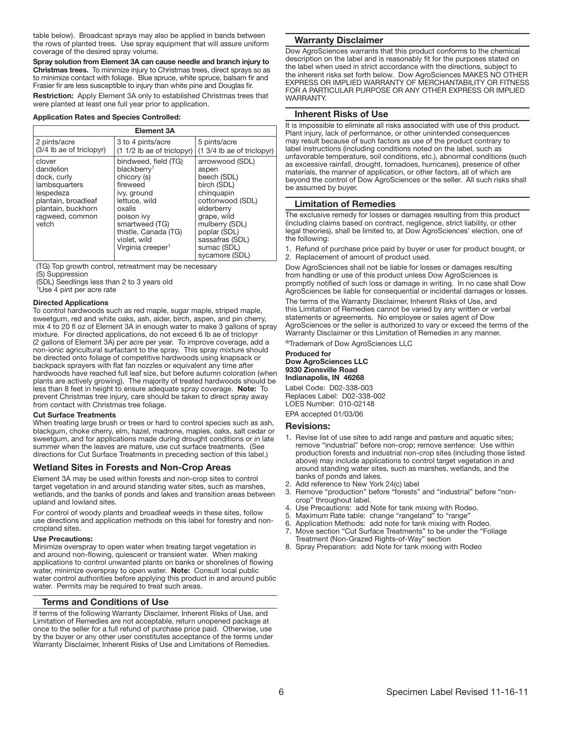table below). Broadcast sprays may also be applied in bands between the rows of planted trees. Use spray equipment that will assure uniform coverage of the desired spray volume.

**Spray solution from Element 3A can cause needle and branch injury to Christmas trees.** To minimize injury to Christmas trees, direct sprays so as to minimize contact with foliage. Blue spruce, white spruce, balsam fir and Frasier fir are less susceptible to injury than white pine and Douglas fir.

**Restriction:** Apply Element 3A only to established Christmas trees that were planted at least one full year prior to application.

**Application Rates and Species Controlled:**

| Element 3A | | |
|---|---|---|
| 2 pints/acre (3/4 lb ae of triclopyr) | 3 to 4 pints/acre (1 1/2 lb ae of triclopyr) | 5 pints/acre (1 3/4 lb ae of triclopyr) |
| clover<br>dandelion<br>dock, curly<br>lambsquarters<br>lespedeza<br>plantain, broadleaf<br>plantain, buckhorn<br>ragweed, common<br>vetch | bindweed, field (TG)<br>blackberry[1]<br>chicory (s)<br>fireweed<br>ivy, ground<br>lettuce, wild<br>oxalis<br>poison ivy<br>smartweed (TG)<br>thistle, Canada (TG)<br>violet, wild<br>Virginia creeper[1] | arrowwood (SDL)<br>aspen<br>beech (SDL)<br>birch (SDL)<br>chinquapin<br>cottonwood (SDL)<br>elderberry<br>grape, wild<br>mulberry (SDL)<br>poplar (SDL)<br>sassafras (SDL)<br>sumac (SDL)<br>sycamore (SDL) |

(TG) Top growth control, retreatment may be necessary
(S) Suppression
(SDL) Seedlings less than 2 to 3 years old
[1]Use 4 pint per acre rate

**Directed Applications**

To control hardwoods such as red maple, sugar maple, striped maple, sweetgum, red and white oaks, ash, alder, birch, aspen, and pin cherry, mix 4 to 20 fl oz of Element 3A in enough water to make 3 gallons of spray mixture. For directed applications, do not exceed 6 lb ae of triclopyr (2 gallons of Element 3A) per acre per year. To improve coverage, add a non-ionic agricultural surfactant to the spray. This spray mixture should be directed onto foliage of competitive hardwoods using knapsack or backpack sprayers with flat fan nozzles or equivalent any time after hardwoods have reached full leaf size, but before autumn coloration (when plants are actively growing). The majority of treated hardwoods should be less than 8 feet in height to ensure adequate spray coverage. **Note:** To prevent Christmas tree injury, care should be taken to direct spray away from contact with Christmas tree foliage.

**Cut Surface Treatments**

When treating large brush or trees or hard to control species such as ash, blackgum, choke cherry, elm, hazel, madrone, maples, oaks, salt cedar or sweetgum, and for applications made during drought conditions or in late summer when the leaves are mature, use cut surface treatments. (See directions for Cut Surface Treatments in preceding section of this label.)

## Wetland Sites in Forests and Non-Crop Areas

Element 3A may be used within forests and non-crop sites to control target vegetation in and around standing water sites, such as marshes, wetlands, and the banks of ponds and lakes and transition areas between upland and lowland sites.

For control of woody plants and broadleaf weeds in these sites, follow use directions and application methods on this label for forestry and non-cropland sites.

**Use Precautions:**

Minimize overspray to open water when treating target vegetation in and around non-flowing, quiescent or transient water. When making applications to control unwanted plants on banks or shorelines of flowing water, minimize overspray to open water. **Note:** Consult local public water control authorities before applying this product in and around public water. Permits may be required to treat such areas.

## Terms and Conditions of Use

If terms of the following Warranty Disclaimer, Inherent Risks of Use, and Limitation of Remedies are not acceptable, return unopened package at once to the seller for a full refund of purchase price paid. Otherwise, use by the buyer or any other user constitutes acceptance of the terms under Warranty Disclaimer, Inherent Risks of Use and Limitations of Remedies.

## Warranty Disclaimer

Dow AgroSciences warrants that this product conforms to the chemical description on the label and is reasonably fit for the purposes stated on the label when used in strict accordance with the directions, subject to the inherent risks set forth below. Dow AgroSciences MAKES NO OTHER EXPRESS OR IMPLIED WARRANTY OF MERCHANTABILITY OR FITNESS FOR A PARTICULAR PURPOSE OR ANY OTHER EXPRESS OR IMPLIED WARRANTY.

## Inherent Risks of Use

It is impossible to eliminate all risks associated with use of this product. Plant injury, lack of performance, or other unintended consequences may result because of such factors as use of the product contrary to label instructions (including conditions noted on the label, such as unfavorable temperature, soil conditions, etc.), abnormal conditions (such as excessive rainfall, drought, tornadoes, hurricanes), presence of other materials, the manner of application, or other factors, all of which are beyond the control of Dow AgroSciences or the seller. All such risks shall be assumed by buyer.

## Limitation of Remedies

The exclusive remedy for losses or damages resulting from this product (including claims based on contract, negligence, strict liability, or other legal theories), shall be limited to, at Dow AgroSciences' election, one of the following:

1. Refund of purchase price paid by buyer or user for product bought, or
2. Replacement of amount of product used.

Dow AgroSciences shall not be liable for losses or damages resulting from handling or use of this product unless Dow AgroSciences is promptly notified of such loss or damage in writing. In no case shall Dow AgroSciences be liable for consequential or incidental damages or losses.

The terms of the Warranty Disclaimer, Inherent Risks of Use, and this Limitation of Remedies cannot be varied by any written or verbal statements or agreements. No employee or sales agent of Dow AgroSciences or the seller is authorized to vary or exceed the terms of the Warranty Disclaimer or this Limitation of Remedies in any manner.

®Trademark of Dow AgroSciences LLC

**Produced for**
**Dow AgroSciences LLC**
**9330 Zionsville Road**
**Indianapolis, IN 46268**

Label Code: D02-338-003
Replaces Label: D02-338-002
LOES Number: 010-02148

EPA accepted 01/03/06

### Revisions:

1. Revise list of use sites to add range and pasture and aquatic sites; remove "industrial" before non-crop; remove sentence: Use within production forests and industrial non-crop sites (including those listed above) may include applications to control target vegetation in and around standing water sites, such as marshes, wetlands, and the banks of ponds and lakes.
2. Add reference to New York 24(c) label
3. Remove "production" before "forests" and "industrial" before "non-crop" throughout label.
4. Use Precautions: add Note for tank mixing with Rodeo.
5. Maximum Rate table: change "rangeland" to "range"
6. Application Methods: add note for tank mixing with Rodeo.
7. Move section "Cut Surface Treatments" to be under the "Foliage Treatment (Non-Grazed Rights-of-Way" section
8. Spray Preparation: add Note for tank mixing with Rodeo

Specimen Label Revised 11-16-11